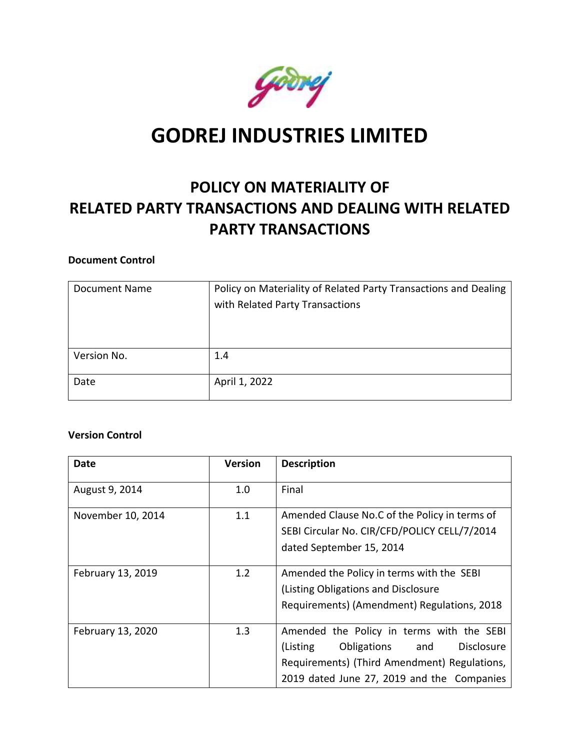# GODREJ INDUSTRIES LIMITED

## POLICY ON MATERIALITY OF RELATED PARTY TRANSACTIONS AND DEALING WITH RELATED PARTY TRANSACTIONS

**Document Control**

| Document Name | Policy on Materiality of Related Party Transactions and Dealing with Related Party Transactions |
|---|---|
| Version No. | 1.4 |
| Date | April 1, 2022 |

**Version Control**

| Date | Version | Description |
|---|---|---|
| August 9, 2014 | 1.0 | Final |
| November 10, 2014 | 1.1 | Amended Clause No.C of the Policy in terms of SEBI Circular No. CIR/CFD/POLICY CELL/7/2014 dated September 15, 2014 |
| February 13, 2019 | 1.2 | Amended the Policy in terms with the SEBI (Listing Obligations and Disclosure Requirements) (Amendment) Regulations, 2018 |
| February 13, 2020 | 1.3 | Amended the Policy in terms with the SEBI (Listing Obligations and Disclosure Requirements) (Third Amendment) Regulations, 2019 dated June 27, 2019 and the Companies |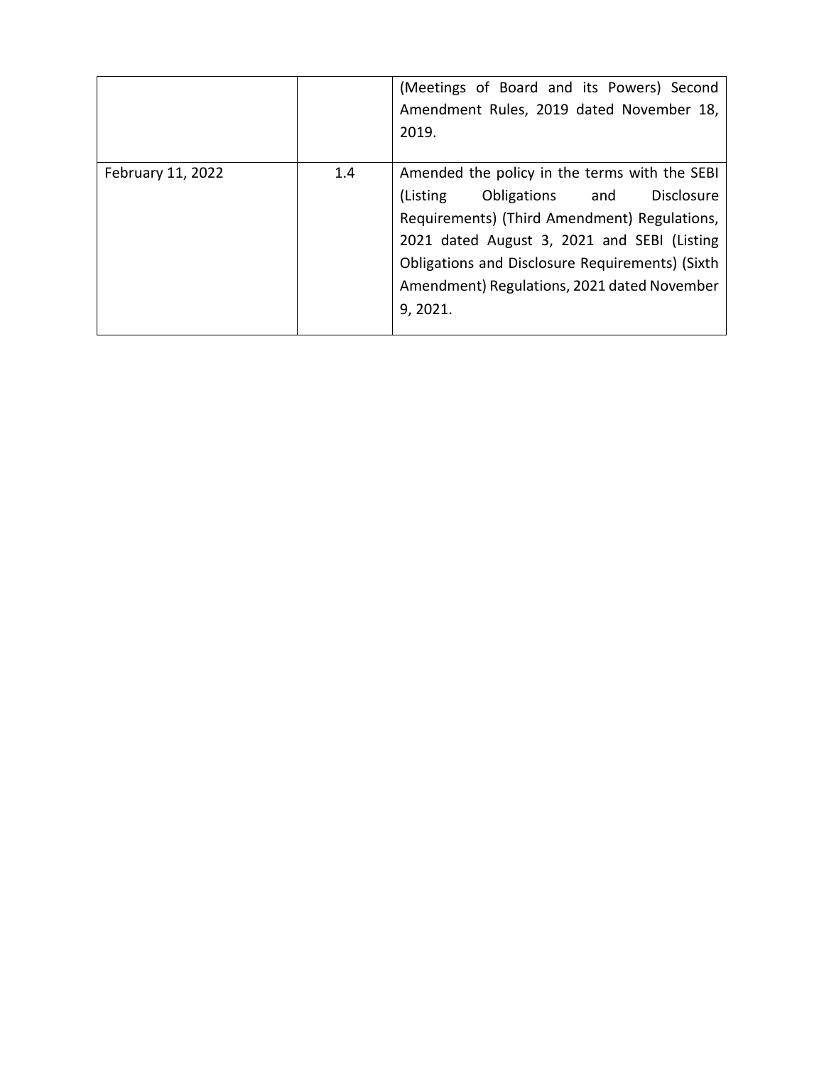| | | |
|---|---|---|
| | | (Meetings of Board and its Powers) Second Amendment Rules, 2019 dated November 18, 2019. |
| February 11, 2022 | 1.4 | Amended the policy in the terms with the SEBI (Listing Obligations and Disclosure Requirements) (Third Amendment) Regulations, 2021 dated August 3, 2021 and SEBI (Listing Obligations and Disclosure Requirements) (Sixth Amendment) Regulations, 2021 dated November 9, 2021. |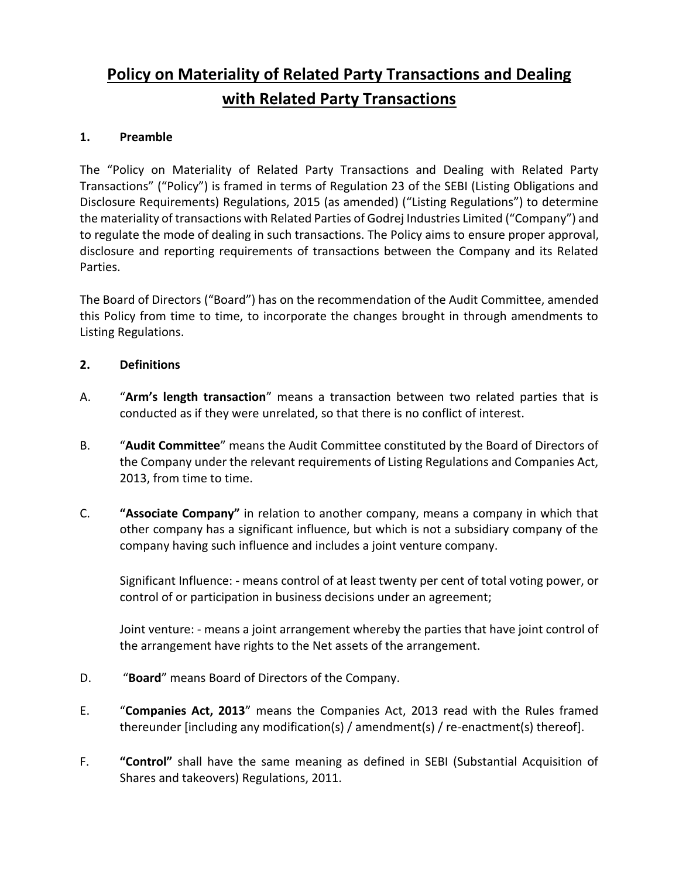# Policy on Materiality of Related Party Transactions and Dealing with Related Party Transactions

**1. Preamble**

The "Policy on Materiality of Related Party Transactions and Dealing with Related Party Transactions" ("Policy") is framed in terms of Regulation 23 of the SEBI (Listing Obligations and Disclosure Requirements) Regulations, 2015 (as amended) ("Listing Regulations") to determine the materiality of transactions with Related Parties of Godrej Industries Limited ("Company") and to regulate the mode of dealing in such transactions. The Policy aims to ensure proper approval, disclosure and reporting requirements of transactions between the Company and its Related Parties.

The Board of Directors ("Board") has on the recommendation of the Audit Committee, amended this Policy from time to time, to incorporate the changes brought in through amendments to Listing Regulations.

**2. Definitions**

A. "**Arm's length transaction**" means a transaction between two related parties that is conducted as if they were unrelated, so that there is no conflict of interest.

B. "**Audit Committee**" means the Audit Committee constituted by the Board of Directors of the Company under the relevant requirements of Listing Regulations and Companies Act, 2013, from time to time.

C. **"Associate Company"** in relation to another company, means a company in which that other company has a significant influence, but which is not a subsidiary company of the company having such influence and includes a joint venture company.

   Significant Influence: - means control of at least twenty per cent of total voting power, or control of or participation in business decisions under an agreement;

   Joint venture: - means a joint arrangement whereby the parties that have joint control of the arrangement have rights to the Net assets of the arrangement.

D. "**Board**" means Board of Directors of the Company.

E. "**Companies Act, 2013**" means the Companies Act, 2013 read with the Rules framed thereunder [including any modification(s) / amendment(s) / re-enactment(s) thereof].

F. **"Control"** shall have the same meaning as defined in SEBI (Substantial Acquisition of Shares and takeovers) Regulations, 2011.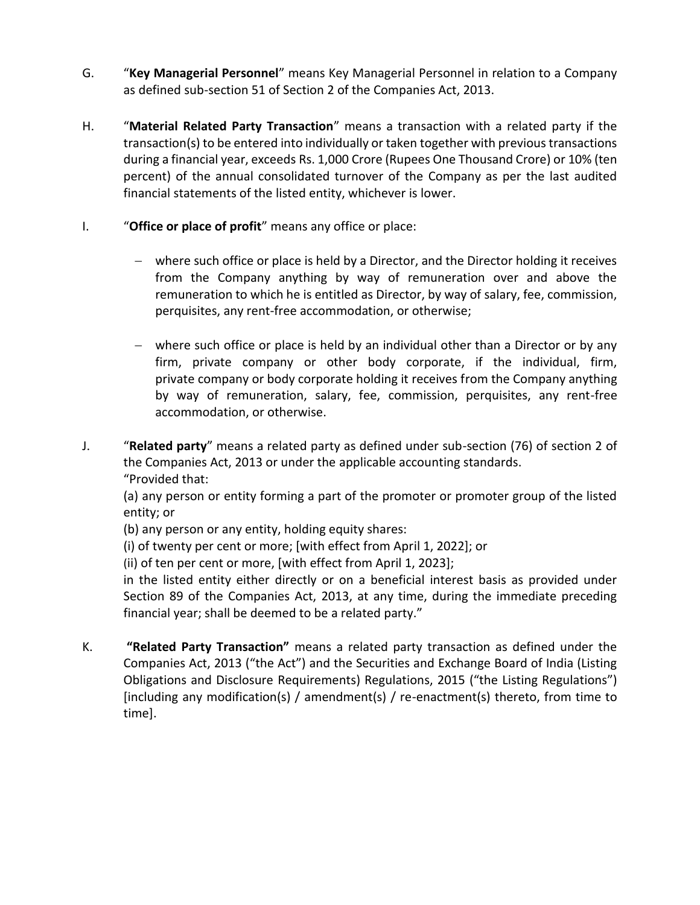G. "**Key Managerial Personnel**" means Key Managerial Personnel in relation to a Company as defined sub-section 51 of Section 2 of the Companies Act, 2013.

H. "**Material Related Party Transaction**" means a transaction with a related party if the transaction(s) to be entered into individually or taken together with previous transactions during a financial year, exceeds Rs. 1,000 Crore (Rupees One Thousand Crore) or 10% (ten percent) of the annual consolidated turnover of the Company as per the last audited financial statements of the listed entity, whichever is lower.

I. "**Office or place of profit**" means any office or place:

- where such office or place is held by a Director, and the Director holding it receives from the Company anything by way of remuneration over and above the remuneration to which he is entitled as Director, by way of salary, fee, commission, perquisites, any rent-free accommodation, or otherwise;

- where such office or place is held by an individual other than a Director or by any firm, private company or other body corporate, if the individual, firm, private company or body corporate holding it receives from the Company anything by way of remuneration, salary, fee, commission, perquisites, any rent-free accommodation, or otherwise.

J. "**Related party**" means a related party as defined under sub-section (76) of section 2 of the Companies Act, 2013 or under the applicable accounting standards.
"Provided that:
(a) any person or entity forming a part of the promoter or promoter group of the listed entity; or
(b) any person or any entity, holding equity shares:
(i) of twenty per cent or more; [with effect from April 1, 2022]; or
(ii) of ten per cent or more, [with effect from April 1, 2023];
in the listed entity either directly or on a beneficial interest basis as provided under Section 89 of the Companies Act, 2013, at any time, during the immediate preceding financial year; shall be deemed to be a related party."

K. **"Related Party Transaction"** means a related party transaction as defined under the Companies Act, 2013 ("the Act") and the Securities and Exchange Board of India (Listing Obligations and Disclosure Requirements) Regulations, 2015 ("the Listing Regulations") [including any modification(s) / amendment(s) / re-enactment(s) thereto, from time to time].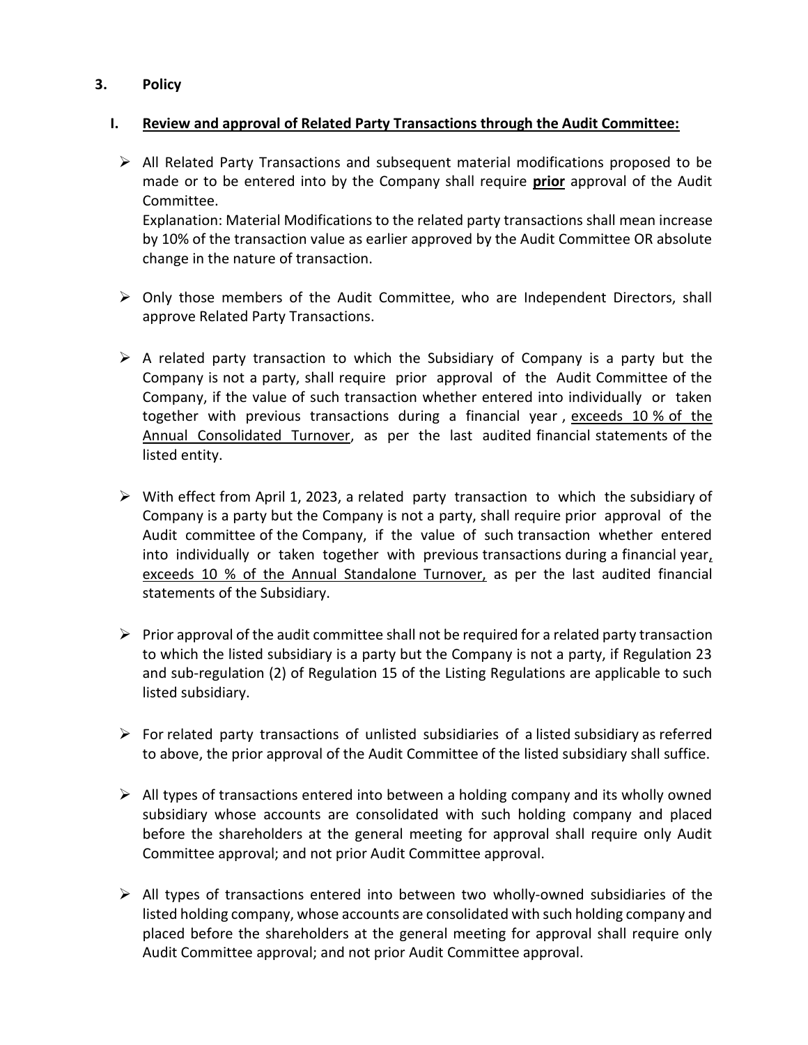## 3. Policy

### I. <u>Review and approval of Related Party Transactions through the Audit Committee:</u>

- All Related Party Transactions and subsequent material modifications proposed to be made or to be entered into by the Company shall require **<u>prior</u>** approval of the Audit Committee.
  Explanation: Material Modifications to the related party transactions shall mean increase by 10% of the transaction value as earlier approved by the Audit Committee OR absolute change in the nature of transaction.

- Only those members of the Audit Committee, who are Independent Directors, shall approve Related Party Transactions.

- A related party transaction to which the Subsidiary of Company is a party but the Company is not a party, shall require prior approval of the Audit Committee of the Company, if the value of such transaction whether entered into individually or taken together with previous transactions during a financial year , <u>exceeds 10 % of the Annual Consolidated Turnover</u>, as per the last audited financial statements of the listed entity.

- With effect from April 1, 2023, a related party transaction to which the subsidiary of Company is a party but the Company is not a party, shall require prior approval of the Audit committee of the Company, if the value of such transaction whether entered into individually or taken together with previous transactions during a financial year, <u>exceeds 10 % of the Annual Standalone Turnover,</u> as per the last audited financial statements of the Subsidiary.

- Prior approval of the audit committee shall not be required for a related party transaction to which the listed subsidiary is a party but the Company is not a party, if Regulation 23 and sub-regulation (2) of Regulation 15 of the Listing Regulations are applicable to such listed subsidiary.

- For related party transactions of unlisted subsidiaries of a listed subsidiary as referred to above, the prior approval of the Audit Committee of the listed subsidiary shall suffice.

- All types of transactions entered into between a holding company and its wholly owned subsidiary whose accounts are consolidated with such holding company and placed before the shareholders at the general meeting for approval shall require only Audit Committee approval; and not prior Audit Committee approval.

- All types of transactions entered into between two wholly-owned subsidiaries of the listed holding company, whose accounts are consolidated with such holding company and placed before the shareholders at the general meeting for approval shall require only Audit Committee approval; and not prior Audit Committee approval.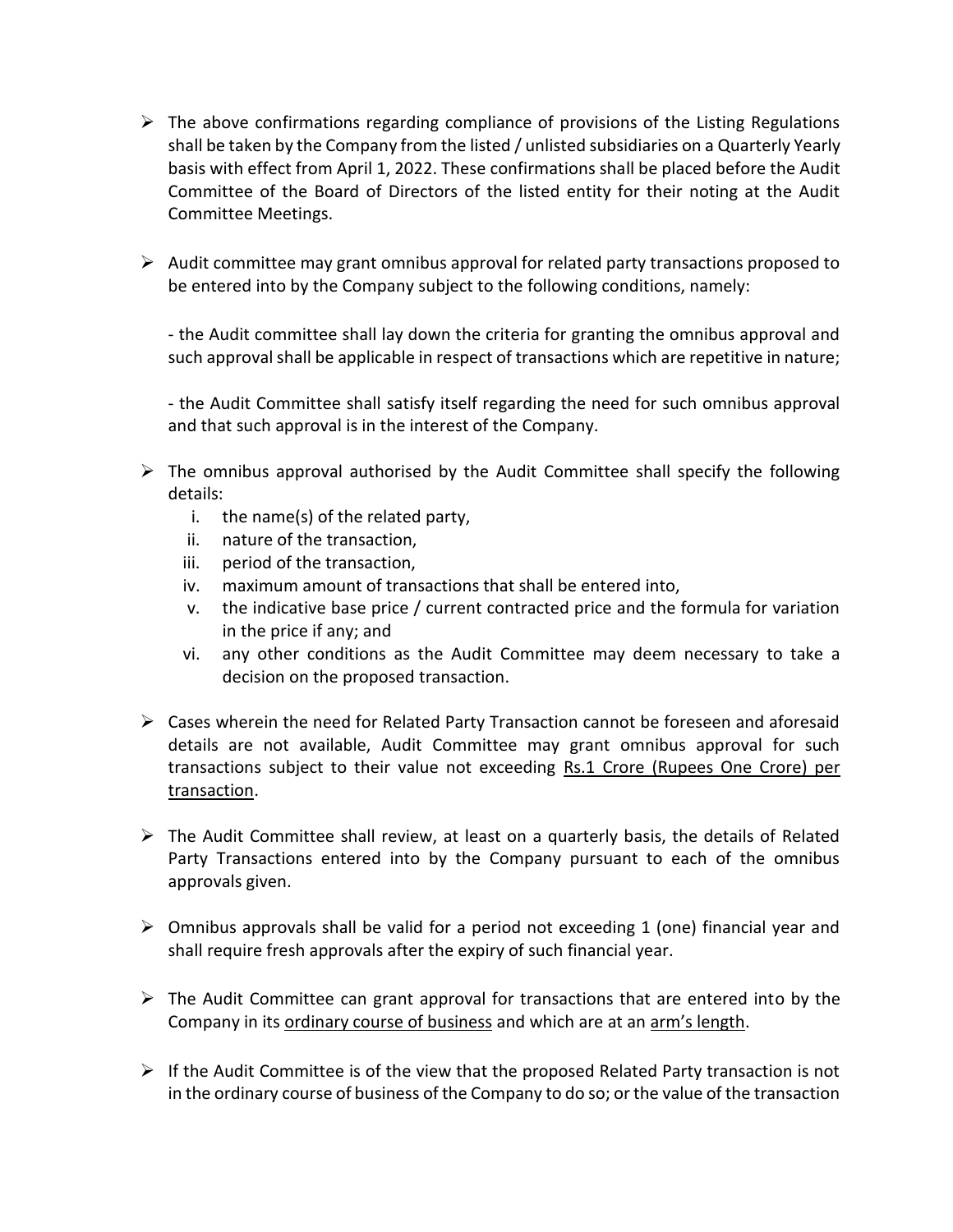- The above confirmations regarding compliance of provisions of the Listing Regulations shall be taken by the Company from the listed / unlisted subsidiaries on a Quarterly Yearly basis with effect from April 1, 2022. These confirmations shall be placed before the Audit Committee of the Board of Directors of the listed entity for their noting at the Audit Committee Meetings.

- Audit committee may grant omnibus approval for related party transactions proposed to be entered into by the Company subject to the following conditions, namely:

  - the Audit committee shall lay down the criteria for granting the omnibus approval and such approval shall be applicable in respect of transactions which are repetitive in nature;

  - the Audit Committee shall satisfy itself regarding the need for such omnibus approval and that such approval is in the interest of the Company.

- The omnibus approval authorised by the Audit Committee shall specify the following details:
  1. the name(s) of the related party,
  2. nature of the transaction,
  3. period of the transaction,
  4. maximum amount of transactions that shall be entered into,
  5. the indicative base price / current contracted price and the formula for variation in the price if any; and
  6. any other conditions as the Audit Committee may deem necessary to take a decision on the proposed transaction.

- Cases wherein the need for Related Party Transaction cannot be foreseen and aforesaid details are not available, Audit Committee may grant omnibus approval for such transactions subject to their value not exceeding Rs.1 Crore (Rupees One Crore) per transaction.

- The Audit Committee shall review, at least on a quarterly basis, the details of Related Party Transactions entered into by the Company pursuant to each of the omnibus approvals given.

- Omnibus approvals shall be valid for a period not exceeding 1 (one) financial year and shall require fresh approvals after the expiry of such financial year.

- The Audit Committee can grant approval for transactions that are entered into by the Company in its ordinary course of business and which are at an arm's length.

- If the Audit Committee is of the view that the proposed Related Party transaction is not in the ordinary course of business of the Company to do so; or the value of the transaction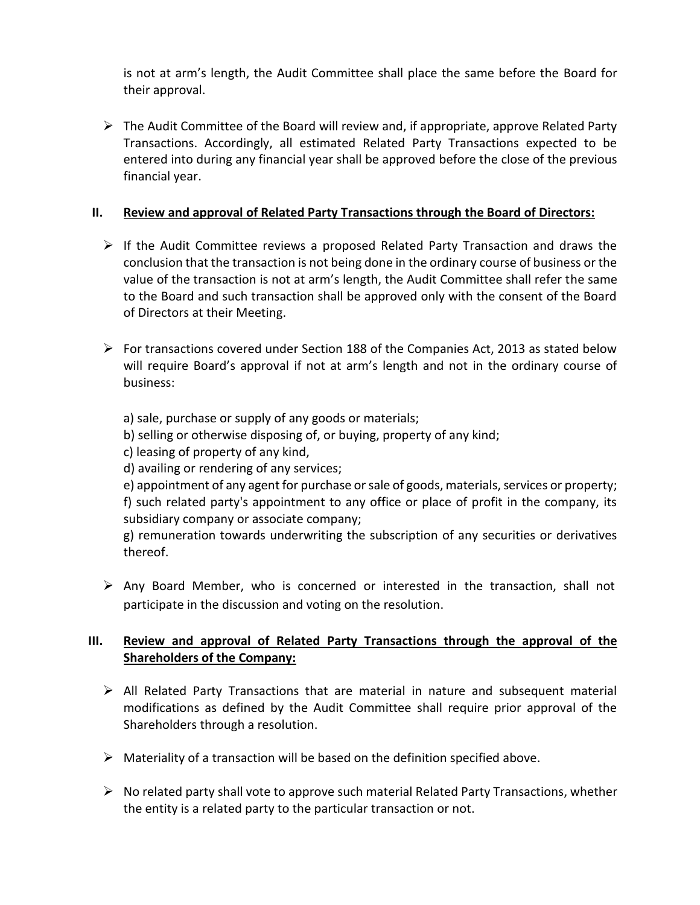is not at arm's length, the Audit Committee shall place the same before the Board for their approval.

- The Audit Committee of the Board will review and, if appropriate, approve Related Party Transactions. Accordingly, all estimated Related Party Transactions expected to be entered into during any financial year shall be approved before the close of the previous financial year.

## II. Review and approval of Related Party Transactions through the Board of Directors:

- If the Audit Committee reviews a proposed Related Party Transaction and draws the conclusion that the transaction is not being done in the ordinary course of business or the value of the transaction is not at arm's length, the Audit Committee shall refer the same to the Board and such transaction shall be approved only with the consent of the Board of Directors at their Meeting.

- For transactions covered under Section 188 of the Companies Act, 2013 as stated below will require Board's approval if not at arm's length and not in the ordinary course of business:

  a) sale, purchase or supply of any goods or materials;
  b) selling or otherwise disposing of, or buying, property of any kind;
  c) leasing of property of any kind,
  d) availing or rendering of any services;
  e) appointment of any agent for purchase or sale of goods, materials, services or property;
  f) such related party's appointment to any office or place of profit in the company, its subsidiary company or associate company;
  g) remuneration towards underwriting the subscription of any securities or derivatives thereof.

- Any Board Member, who is concerned or interested in the transaction, shall not participate in the discussion and voting on the resolution.

## III. Review and approval of Related Party Transactions through the approval of the Shareholders of the Company:

- All Related Party Transactions that are material in nature and subsequent material modifications as defined by the Audit Committee shall require prior approval of the Shareholders through a resolution.

- Materiality of a transaction will be based on the definition specified above.

- No related party shall vote to approve such material Related Party Transactions, whether the entity is a related party to the particular transaction or not.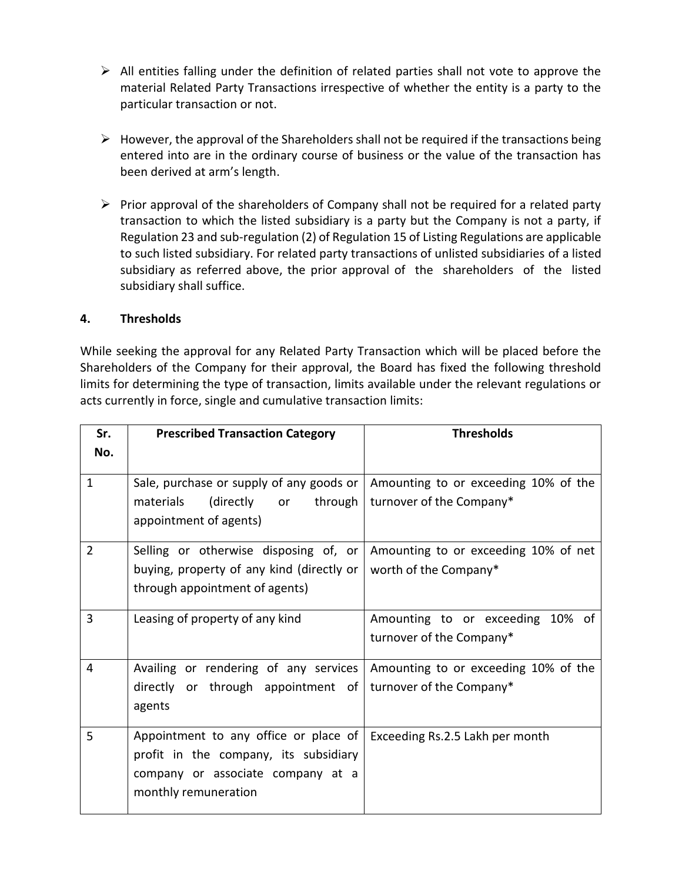- All entities falling under the definition of related parties shall not vote to approve the material Related Party Transactions irrespective of whether the entity is a party to the particular transaction or not.

- However, the approval of the Shareholders shall not be required if the transactions being entered into are in the ordinary course of business or the value of the transaction has been derived at arm's length.

- Prior approval of the shareholders of Company shall not be required for a related party transaction to which the listed subsidiary is a party but the Company is not a party, if Regulation 23 and sub-regulation (2) of Regulation 15 of Listing Regulations are applicable to such listed subsidiary. For related party transactions of unlisted subsidiaries of a listed subsidiary as referred above, the prior approval of the shareholders of the listed subsidiary shall suffice.

**4. Thresholds**

While seeking the approval for any Related Party Transaction which will be placed before the Shareholders of the Company for their approval, the Board has fixed the following threshold limits for determining the type of transaction, limits available under the relevant regulations or acts currently in force, single and cumulative transaction limits:

| Sr. No. | Prescribed Transaction Category | Thresholds |
|---|---|---|
| 1 | Sale, purchase or supply of any goods or materials (directly or through appointment of agents) | Amounting to or exceeding 10% of the turnover of the Company* |
| 2 | Selling or otherwise disposing of, or buying, property of any kind (directly or through appointment of agents) | Amounting to or exceeding 10% of net worth of the Company* |
| 3 | Leasing of property of any kind | Amounting to or exceeding 10% of turnover of the Company* |
| 4 | Availing or rendering of any services directly or through appointment of agents | Amounting to or exceeding 10% of the turnover of the Company* |
| 5 | Appointment to any office or place of profit in the company, its subsidiary company or associate company at a monthly remuneration | Exceeding Rs.2.5 Lakh per month |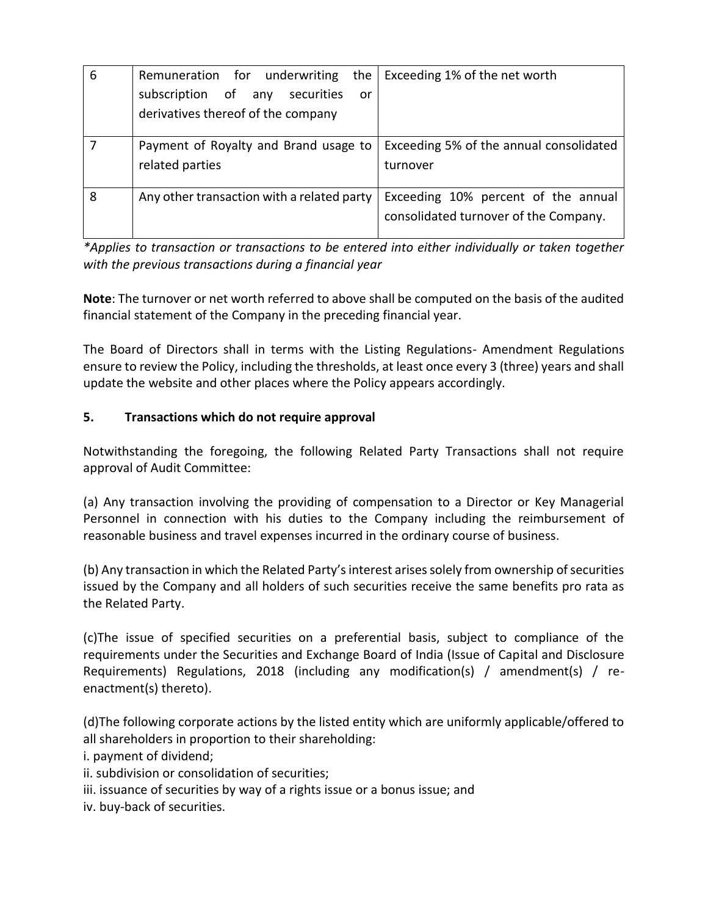| 6 | Remuneration for underwriting the subscription of any securities or derivatives thereof of the company | Exceeding 1% of the net worth |
|---|---|---|
| 7 | Payment of Royalty and Brand usage to related parties | Exceeding 5% of the annual consolidated turnover |
| 8 | Any other transaction with a related party | Exceeding 10% percent of the annual consolidated turnover of the Company. |

*\*Applies to transaction or transactions to be entered into either individually or taken together with the previous transactions during a financial year*

**Note**: The turnover or net worth referred to above shall be computed on the basis of the audited financial statement of the Company in the preceding financial year.

The Board of Directors shall in terms with the Listing Regulations- Amendment Regulations ensure to review the Policy, including the thresholds, at least once every 3 (three) years and shall update the website and other places where the Policy appears accordingly.

## 5. Transactions which do not require approval

Notwithstanding the foregoing, the following Related Party Transactions shall not require approval of Audit Committee:

(a) Any transaction involving the providing of compensation to a Director or Key Managerial Personnel in connection with his duties to the Company including the reimbursement of reasonable business and travel expenses incurred in the ordinary course of business.

(b) Any transaction in which the Related Party's interest arises solely from ownership of securities issued by the Company and all holders of such securities receive the same benefits pro rata as the Related Party.

(c)The issue of specified securities on a preferential basis, subject to compliance of the requirements under the Securities and Exchange Board of India (Issue of Capital and Disclosure Requirements) Regulations, 2018 (including any modification(s) / amendment(s) / re-enactment(s) thereto).

(d)The following corporate actions by the listed entity which are uniformly applicable/offered to all shareholders in proportion to their shareholding:

i. payment of dividend;  
ii. subdivision or consolidation of securities;  
iii. issuance of securities by way of a rights issue or a bonus issue; and  
iv. buy-back of securities.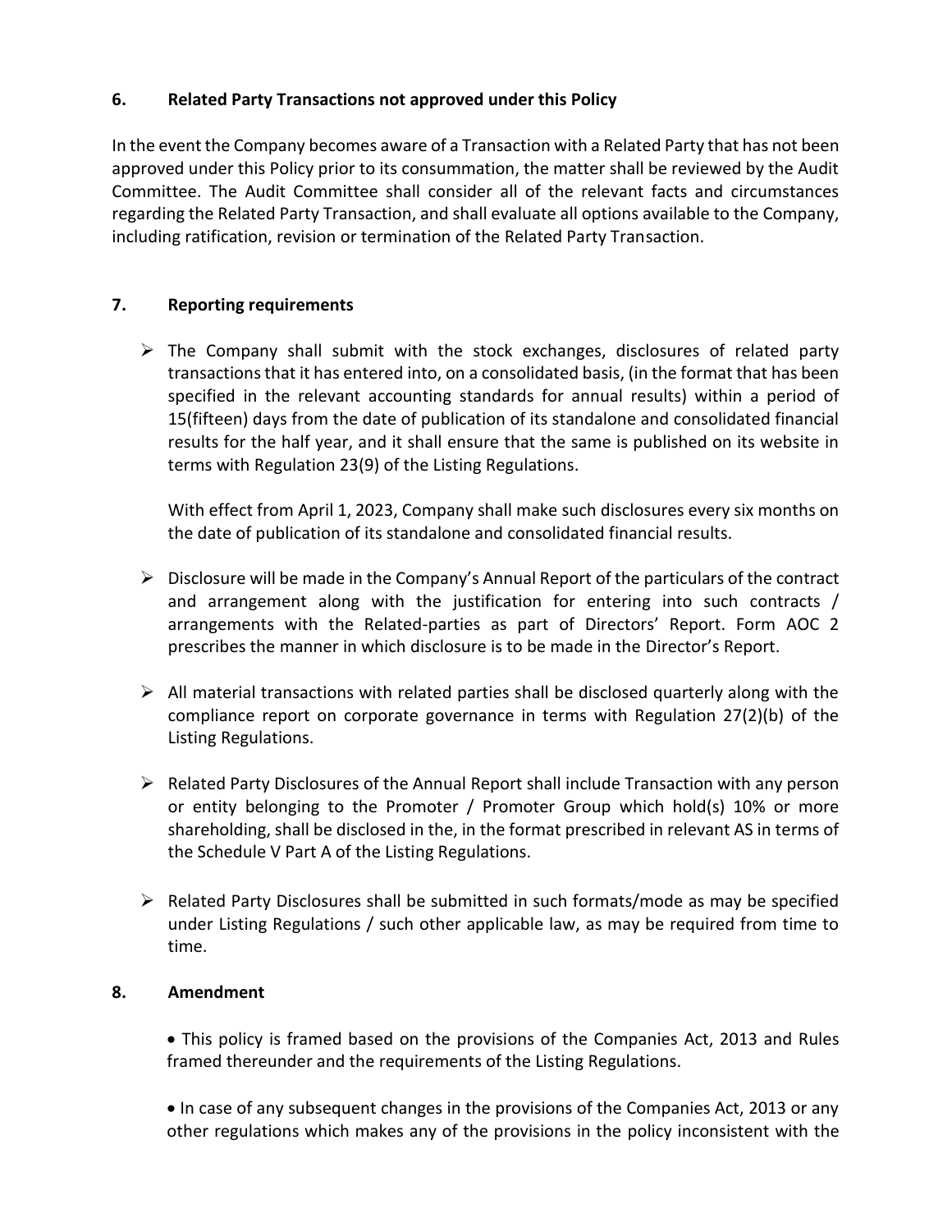### 6. Related Party Transactions not approved under this Policy

In the event the Company becomes aware of a Transaction with a Related Party that has not been approved under this Policy prior to its consummation, the matter shall be reviewed by the Audit Committee. The Audit Committee shall consider all of the relevant facts and circumstances regarding the Related Party Transaction, and shall evaluate all options available to the Company, including ratification, revision or termination of the Related Party Transaction.

### 7. Reporting requirements

- The Company shall submit with the stock exchanges, disclosures of related party transactions that it has entered into, on a consolidated basis, (in the format that has been specified in the relevant accounting standards for annual results) within a period of 15(fifteen) days from the date of publication of its standalone and consolidated financial results for the half year, and it shall ensure that the same is published on its website in terms with Regulation 23(9) of the Listing Regulations.

  With effect from April 1, 2023, Company shall make such disclosures every six months on the date of publication of its standalone and consolidated financial results.

- Disclosure will be made in the Company's Annual Report of the particulars of the contract and arrangement along with the justification for entering into such contracts / arrangements with the Related-parties as part of Directors' Report. Form AOC 2 prescribes the manner in which disclosure is to be made in the Director's Report.

- All material transactions with related parties shall be disclosed quarterly along with the compliance report on corporate governance in terms with Regulation 27(2)(b) of the Listing Regulations.

- Related Party Disclosures of the Annual Report shall include Transaction with any person or entity belonging to the Promoter / Promoter Group which hold(s) 10% or more shareholding, shall be disclosed in the, in the format prescribed in relevant AS in terms of the Schedule V Part A of the Listing Regulations.

- Related Party Disclosures shall be submitted in such formats/mode as may be specified under Listing Regulations / such other applicable law, as may be required from time to time.

### 8. Amendment

- This policy is framed based on the provisions of the Companies Act, 2013 and Rules framed thereunder and the requirements of the Listing Regulations.

- In case of any subsequent changes in the provisions of the Companies Act, 2013 or any other regulations which makes any of the provisions in the policy inconsistent with the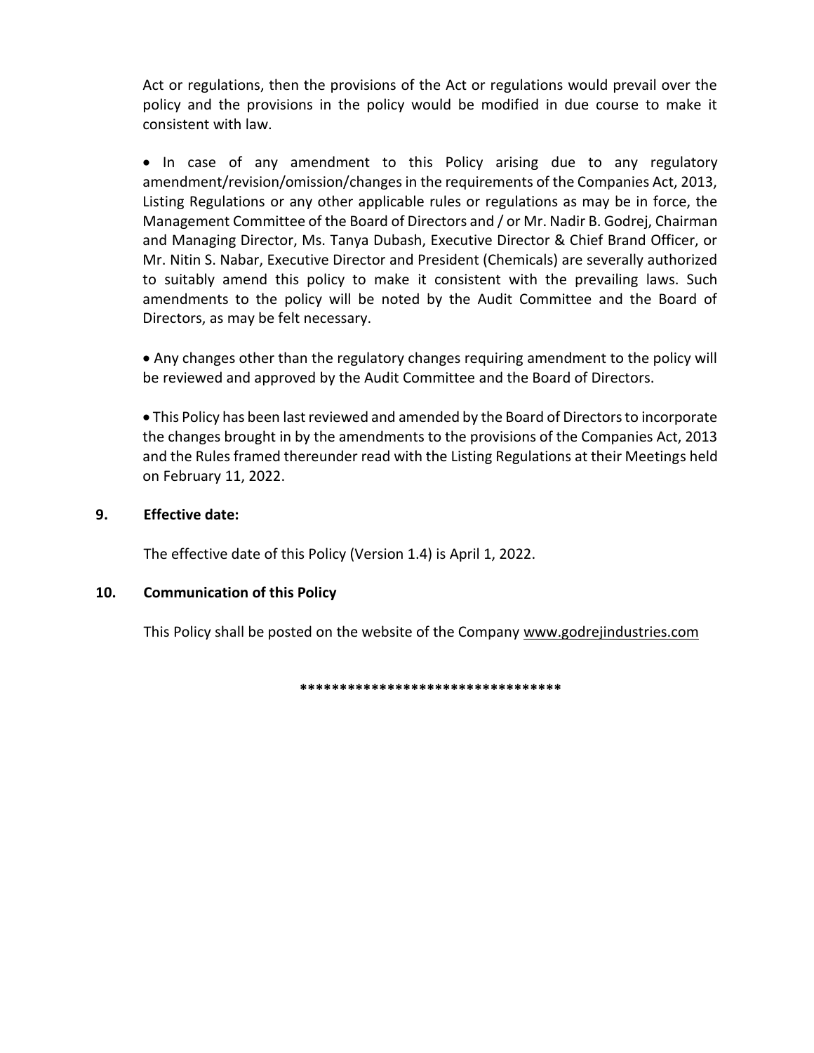Act or regulations, then the provisions of the Act or regulations would prevail over the policy and the provisions in the policy would be modified in due course to make it consistent with law.

- In case of any amendment to this Policy arising due to any regulatory amendment/revision/omission/changes in the requirements of the Companies Act, 2013, Listing Regulations or any other applicable rules or regulations as may be in force, the Management Committee of the Board of Directors and / or Mr. Nadir B. Godrej, Chairman and Managing Director, Ms. Tanya Dubash, Executive Director & Chief Brand Officer, or Mr. Nitin S. Nabar, Executive Director and President (Chemicals) are severally authorized to suitably amend this policy to make it consistent with the prevailing laws. Such amendments to the policy will be noted by the Audit Committee and the Board of Directors, as may be felt necessary.

- Any changes other than the regulatory changes requiring amendment to the policy will be reviewed and approved by the Audit Committee and the Board of Directors.

- This Policy has been last reviewed and amended by the Board of Directors to incorporate the changes brought in by the amendments to the provisions of the Companies Act, 2013 and the Rules framed thereunder read with the Listing Regulations at their Meetings held on February 11, 2022.

## 9. Effective date:

The effective date of this Policy (Version 1.4) is April 1, 2022.

## 10. Communication of this Policy

This Policy shall be posted on the website of the Company www.godrejindustries.com

*********************************